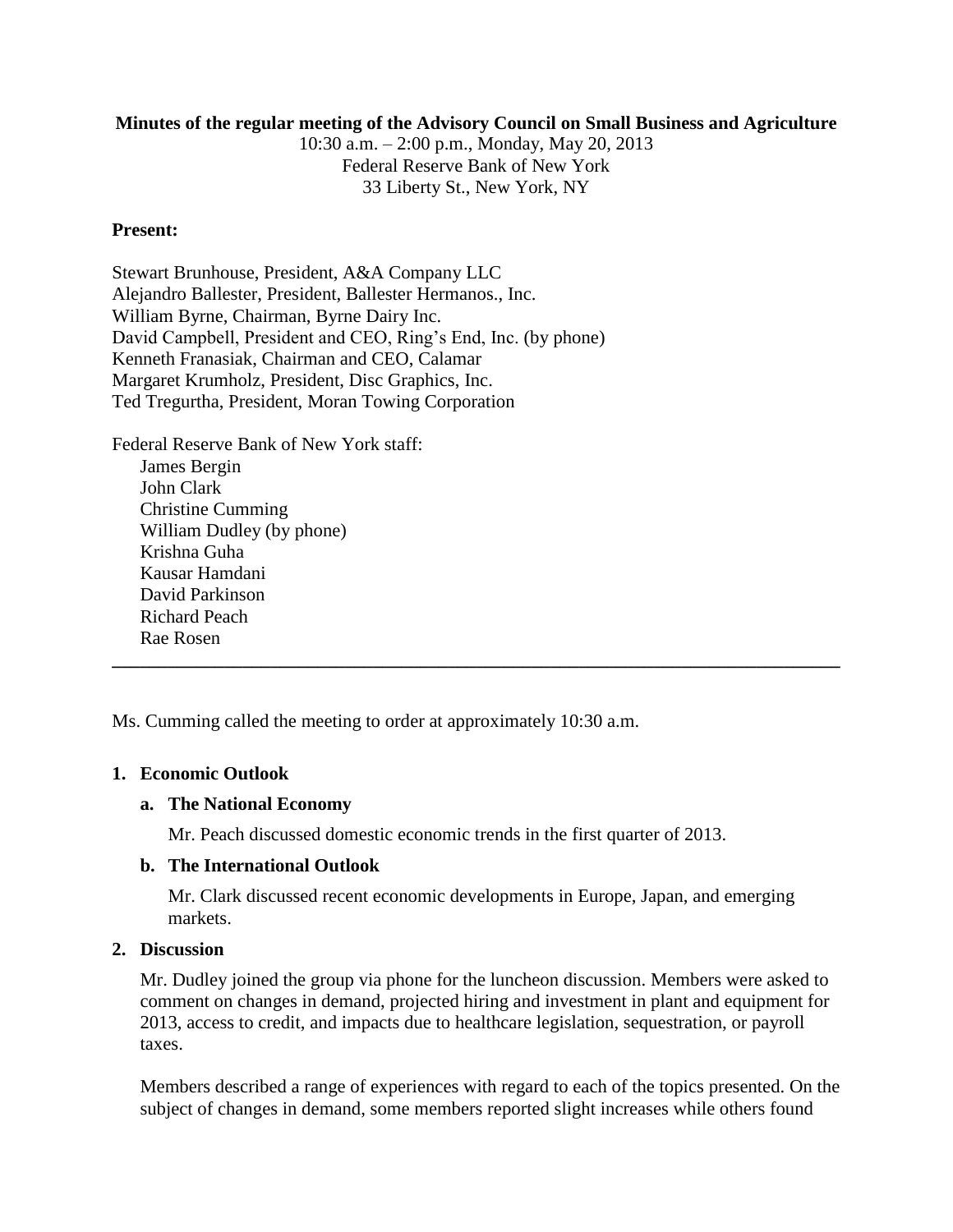**Minutes of the regular meeting of the Advisory Council on Small Business and Agriculture**

10:30 a.m. – 2:00 p.m., Monday, May 20, 2013
Federal Reserve Bank of New York
33 Liberty St., New York, NY

**Present:**

Stewart Brunhouse, President, A&A Company LLC
Alejandro Ballester, President, Ballester Hermanos., Inc.
William Byrne, Chairman, Byrne Dairy Inc.
David Campbell, President and CEO, Ring's End, Inc. (by phone)
Kenneth Franasiak, Chairman and CEO, Calamar
Margaret Krumholz, President, Disc Graphics, Inc.
Ted Tregurtha, President, Moran Towing Corporation

Federal Reserve Bank of New York staff:
- James Bergin
- John Clark
- Christine Cumming
- William Dudley (by phone)
- Krishna Guha
- Kausar Hamdani
- David Parkinson
- Richard Peach
- Rae Rosen

---

Ms. Cumming called the meeting to order at approximately 10:30 a.m.

1. **Economic Outlook**

   a. **The National Economy**

      Mr. Peach discussed domestic economic trends in the first quarter of 2013.

   b. **The International Outlook**

      Mr. Clark discussed recent economic developments in Europe, Japan, and emerging markets.

2. **Discussion**

   Mr. Dudley joined the group via phone for the luncheon discussion. Members were asked to comment on changes in demand, projected hiring and investment in plant and equipment for 2013, access to credit, and impacts due to healthcare legislation, sequestration, or payroll taxes.

   Members described a range of experiences with regard to each of the topics presented. On the subject of changes in demand, some members reported slight increases while others found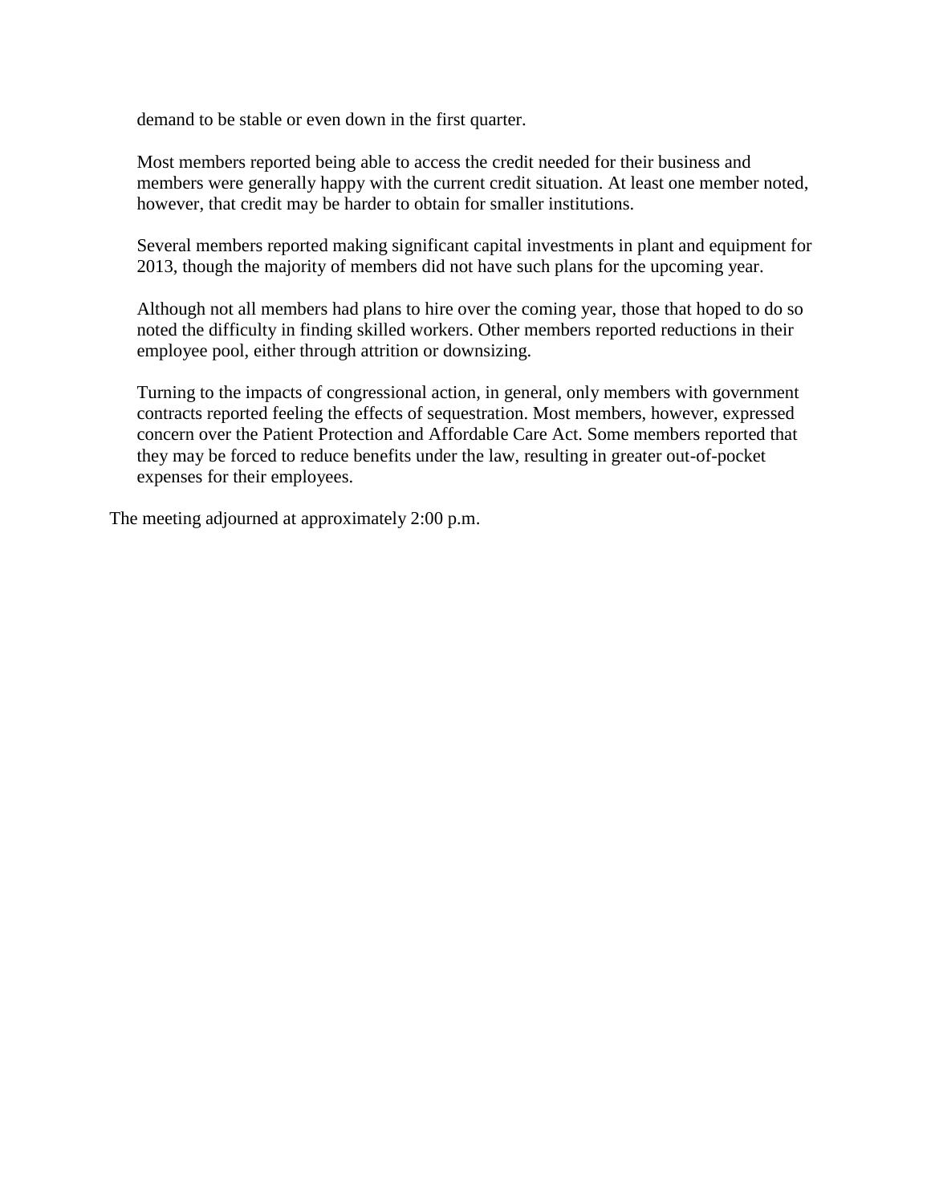demand to be stable or even down in the first quarter.

Most members reported being able to access the credit needed for their business and members were generally happy with the current credit situation. At least one member noted, however, that credit may be harder to obtain for smaller institutions.

Several members reported making significant capital investments in plant and equipment for 2013, though the majority of members did not have such plans for the upcoming year.

Although not all members had plans to hire over the coming year, those that hoped to do so noted the difficulty in finding skilled workers. Other members reported reductions in their employee pool, either through attrition or downsizing.

Turning to the impacts of congressional action, in general, only members with government contracts reported feeling the effects of sequestration. Most members, however, expressed concern over the Patient Protection and Affordable Care Act. Some members reported that they may be forced to reduce benefits under the law, resulting in greater out-of-pocket expenses for their employees.

The meeting adjourned at approximately 2:00 p.m.